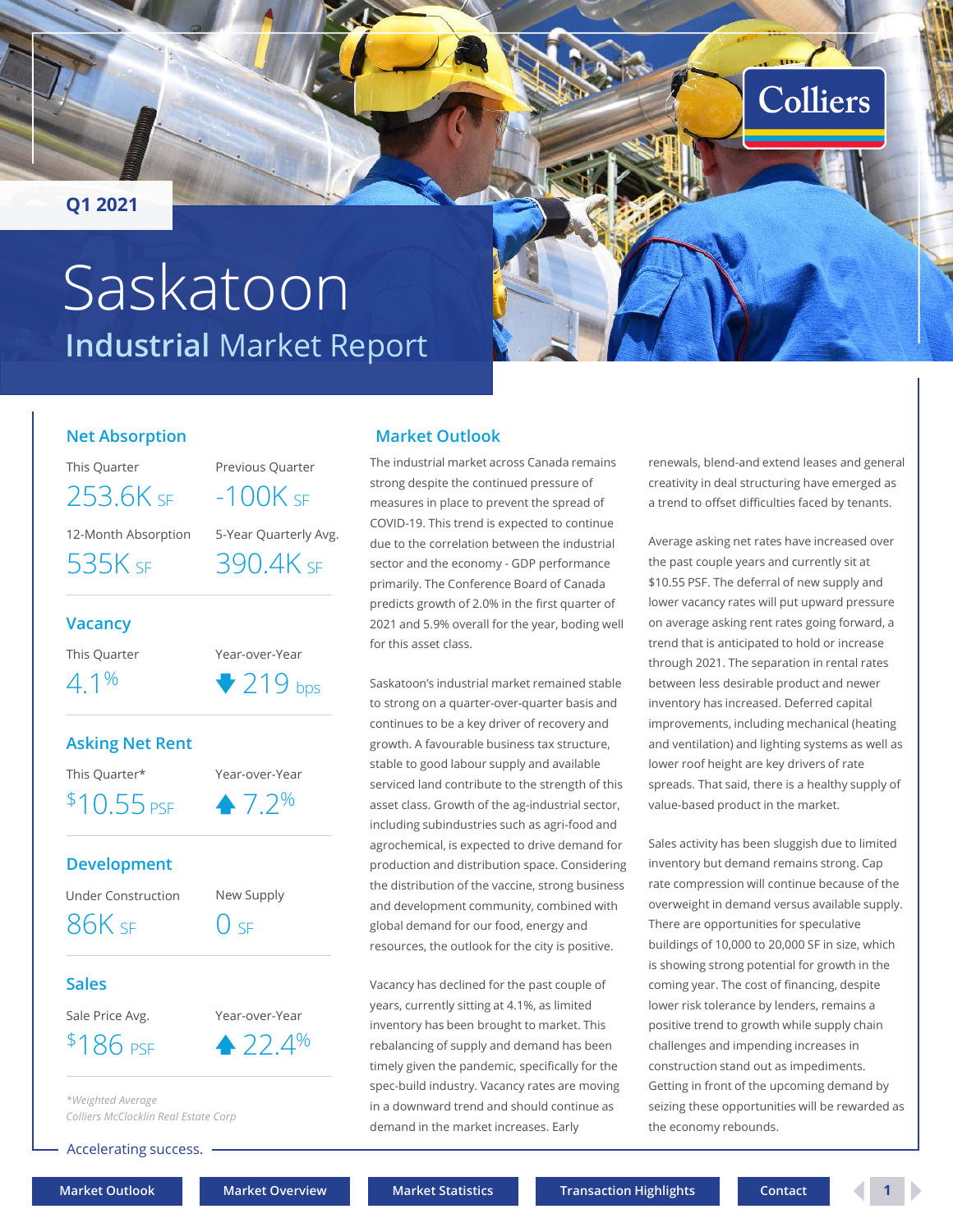Q1 2021

# Saskatoon

## Industrial Market Report

### Net Absorption

| This Quarter | Previous Quarter |
|---|---|
| 253.6K SF | -100K SF |
| **12-Month Absorption** | **5-Year Quarterly Avg.** |
| 535K SF | 390.4K SF |

### Vacancy

| This Quarter | Year-over-Year |
|---|---|
| 4.1% | ▼ 219 bps |

### Asking Net Rent

| This Quarter* | Year-over-Year |
|---|---|
| $10.55 PSF | ▲ 7.2% |

### Development

| Under Construction | New Supply |
|---|---|
| 86K SF | 0 SF |

### Sales

| Sale Price Avg. | Year-over-Year |
|---|---|
| $186 PSF | ▲ 22.4% |

*\*Weighted Average*
*Colliers McClocklin Real Estate Corp*

Accelerating success.

## Market Outlook

The industrial market across Canada remains strong despite the continued pressure of measures in place to prevent the spread of COVID-19. This trend is expected to continue due to the correlation between the industrial sector and the economy - GDP performance primarily. The Conference Board of Canada predicts growth of 2.0% in the first quarter of 2021 and 5.9% overall for the year, boding well for this asset class.

Saskatoon's industrial market remained stable to strong on a quarter-over-quarter basis and continues to be a key driver of recovery and growth. A favourable business tax structure, stable to good labour supply and available serviced land contribute to the strength of this asset class. Growth of the ag-industrial sector, including subindustries such as agri-food and agrochemical, is expected to drive demand for production and distribution space. Considering the distribution of the vaccine, strong business and development community, combined with global demand for our food, energy and resources, the outlook for the city is positive.

Vacancy has declined for the past couple of years, currently sitting at 4.1%, as limited inventory has been brought to market. This rebalancing of supply and demand has been timely given the pandemic, specifically for the spec-build industry. Vacancy rates are moving in a downward trend and should continue as demand in the market increases. Early renewals, blend-and extend leases and general creativity in deal structuring have emerged as a trend to offset difficulties faced by tenants.

Average asking net rates have increased over the past couple years and currently sit at $10.55 PSF. The deferral of new supply and lower vacancy rates will put upward pressure on average asking rent rates going forward, a trend that is anticipated to hold or increase through 2021. The separation in rental rates between less desirable product and newer inventory has increased. Deferred capital improvements, including mechanical (heating and ventilation) and lighting systems as well as lower roof height are key drivers of rate spreads. That said, there is a healthy supply of value-based product in the market.

Sales activity has been sluggish due to limited inventory but demand remains strong. Cap rate compression will continue because of the overweight in demand versus available supply. There are opportunities for speculative buildings of 10,000 to 20,000 SF in size, which is showing strong potential for growth in the coming year. The cost of financing, despite lower risk tolerance by lenders, remains a positive trend to growth while supply chain challenges and impending increases in construction stand out as impediments. Getting in front of the upcoming demand by seizing these opportunities will be rewarded as the economy rebounds.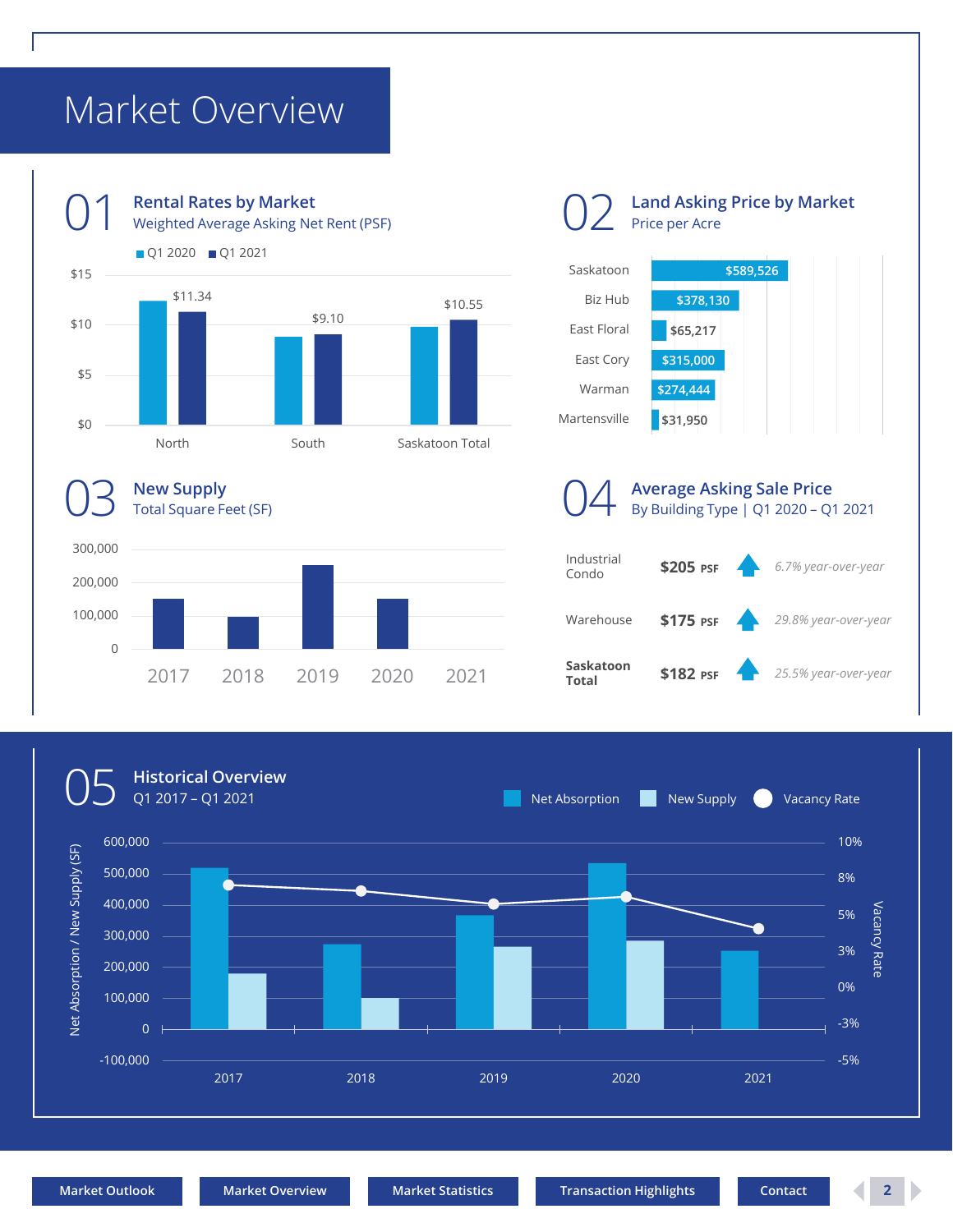# Market Overview

## 01 Rental Rates by Market

Weighted Average Asking Net Rent (PSF)

Q1 2020 | Q1 2021

| Market | Q1 2021 |
|---|---|
| North | $11.34 |
| South | $9.10 |
| Saskatoon Total | $10.55 |

## 02 Land Asking Price by Market

Price per Acre

| Market | Price per Acre |
|---|---|
| Saskatoon | $589,526 |
| Biz Hub | $378,130 |
| East Floral | $65,217 |
| East Cory | $315,000 |
| Warman | $274,444 |
| Martensville | $31,950 |

## 03 New Supply

Total Square Feet (SF)

Years: 2017, 2018, 2019, 2020, 2021

## 04 Average Asking Sale Price

By Building Type | Q1 2020 – Q1 2021

| Building Type | Price | Change |
|---|---|---|
| Industrial Condo | $205 PSF | *6.7% year-over-year* |
| Warehouse | $175 PSF | *29.8% year-over-year* |
| **Saskatoon Total** | $182 PSF | *25.5% year-over-year* |

## 05 Historical Overview

Q1 2017 – Q1 2021

Net Absorption | New Supply | Vacancy Rate

Years: 2017, 2018, 2019, 2020, 2021

Market Outlook | Market Overview | Market Statistics | Transaction Highlights | Contact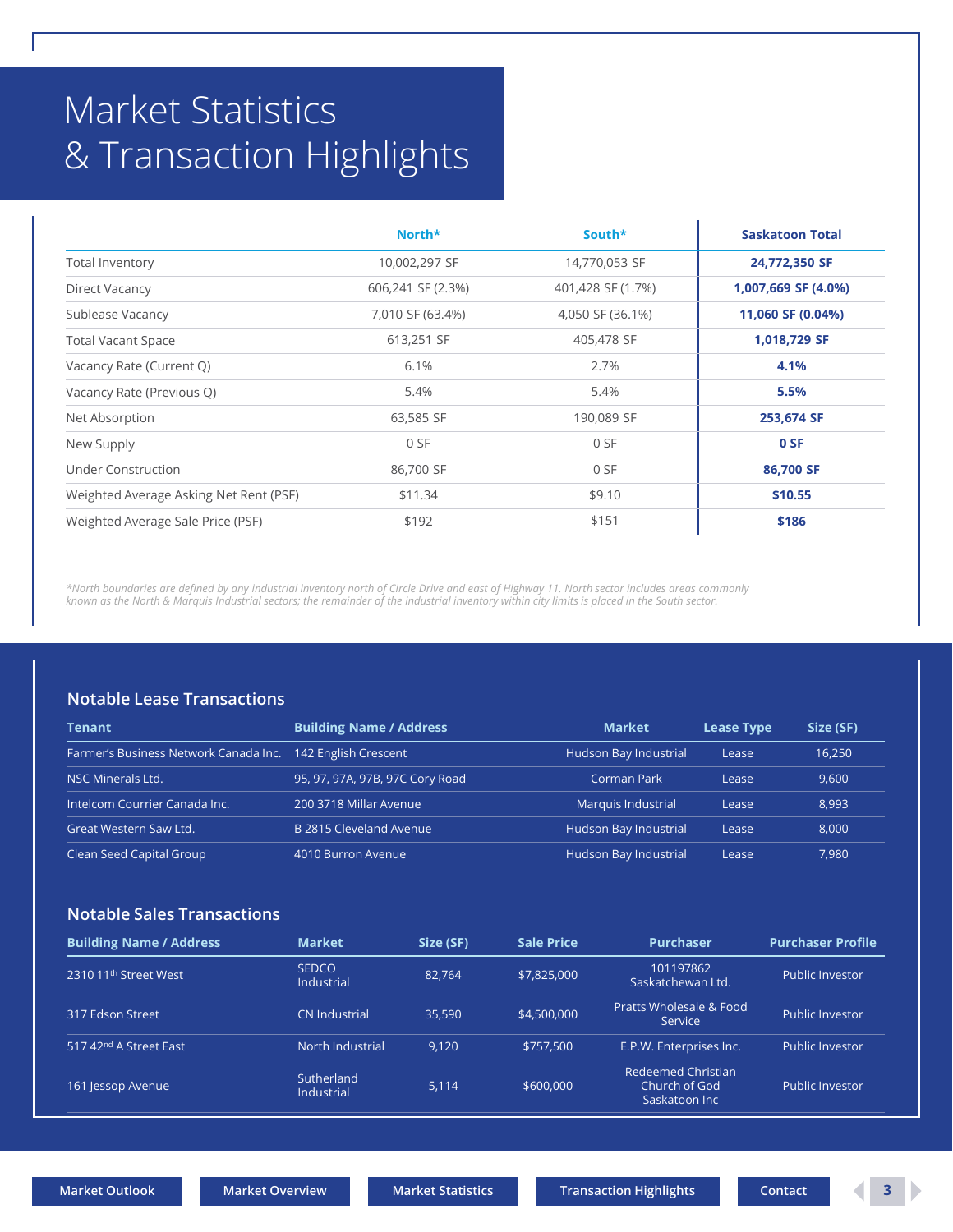# Market Statistics & Transaction Highlights

| | North* | South* | Saskatoon Total |
|---|---|---|---|
| Total Inventory | 10,002,297 SF | 14,770,053 SF | **24,772,350 SF** |
| Direct Vacancy | 606,241 SF (2.3%) | 401,428 SF (1.7%) | **1,007,669 SF (4.0%)** |
| Sublease Vacancy | 7,010 SF (63.4%) | 4,050 SF (36.1%) | **11,060 SF (0.04%)** |
| Total Vacant Space | 613,251 SF | 405,478 SF | **1,018,729 SF** |
| Vacancy Rate (Current Q) | 6.1% | 2.7% | **4.1%** |
| Vacancy Rate (Previous Q) | 5.4% | 5.4% | **5.5%** |
| Net Absorption | 63,585 SF | 190,089 SF | **253,674 SF** |
| New Supply | 0 SF | 0 SF | **0 SF** |
| Under Construction | 86,700 SF | 0 SF | **86,700 SF** |
| Weighted Average Asking Net Rent (PSF) | $11.34 | $9.10 | **$10.55** |
| Weighted Average Sale Price (PSF) | $192 | $151 | **$186** |

*North boundaries are defined by any industrial inventory north of Circle Drive and east of Highway 11. North sector includes areas commonly known as the North & Marquis Industrial sectors; the remainder of the industrial inventory within city limits is placed in the South sector.*

## Notable Lease Transactions

| Tenant | Building Name / Address | Market | Lease Type | Size (SF) |
|---|---|---|---|---|
| Farmer's Business Network Canada Inc. | 142 English Crescent | Hudson Bay Industrial | Lease | 16,250 |
| NSC Minerals Ltd. | 95, 97, 97A, 97B, 97C Cory Road | Corman Park | Lease | 9,600 |
| Intelcom Courrier Canada Inc. | 200 3718 Millar Avenue | Marquis Industrial | Lease | 8,993 |
| Great Western Saw Ltd. | B 2815 Cleveland Avenue | Hudson Bay Industrial | Lease | 8,000 |
| Clean Seed Capital Group | 4010 Burron Avenue | Hudson Bay Industrial | Lease | 7,980 |

## Notable Sales Transactions

| Building Name / Address | Market | Size (SF) | Sale Price | Purchaser | Purchaser Profile |
|---|---|---|---|---|---|
| 2310 11th Street West | SEDCO Industrial | 82,764 | $7,825,000 | 101197862 Saskatchewan Ltd. | Public Investor |
| 317 Edson Street | CN Industrial | 35,590 | $4,500,000 | Pratts Wholesale & Food Service | Public Investor |
| 517 42nd A Street East | North Industrial | 9,120 | $757,500 | E.P.W. Enterprises Inc. | Public Investor |
| 161 Jessop Avenue | Sutherland Industrial | 5,114 | $600,000 | Redeemed Christian Church of God Saskatoon Inc | Public Investor |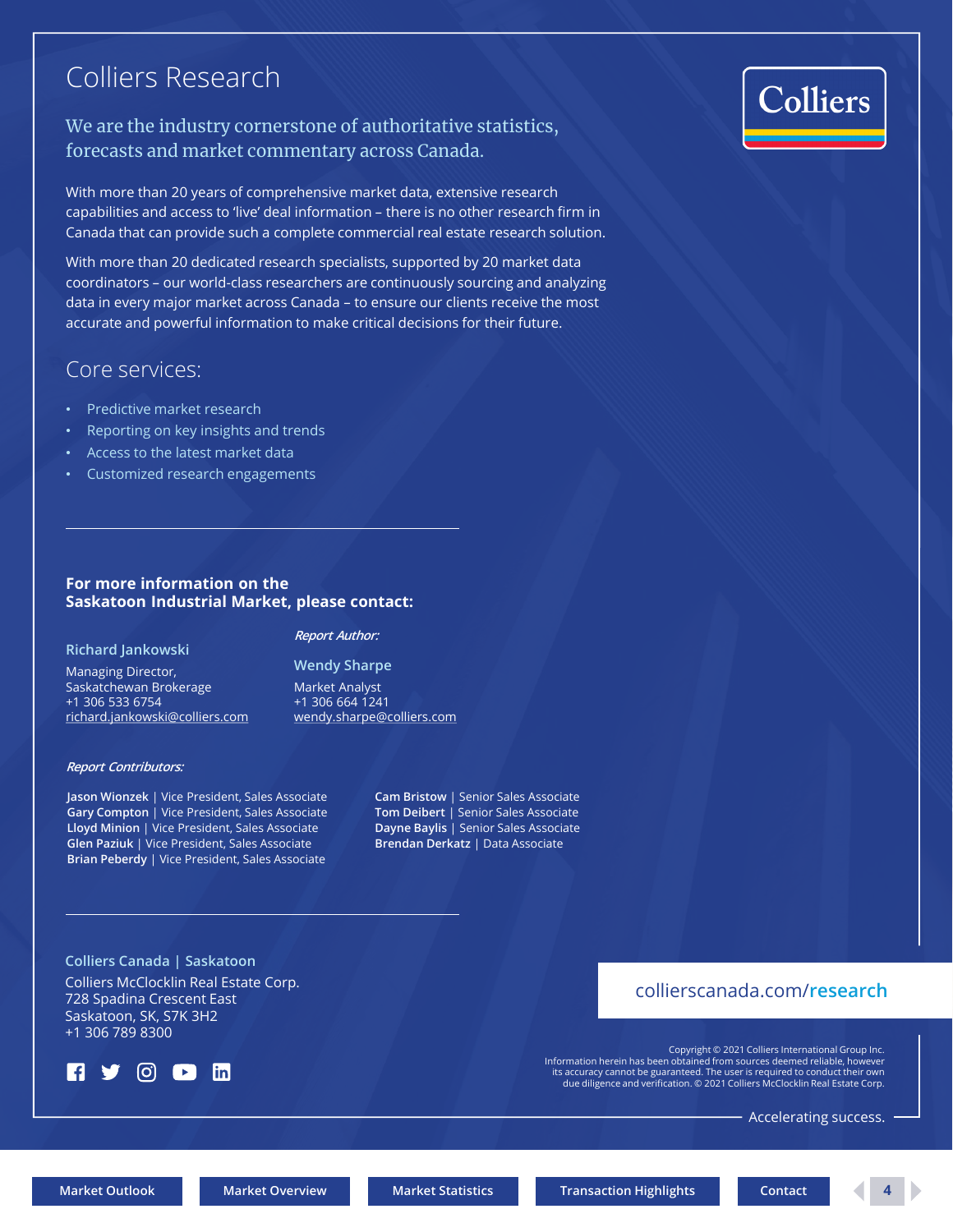# Colliers Research

We are the industry cornerstone of authoritative statistics, forecasts and market commentary across Canada.

With more than 20 years of comprehensive market data, extensive research capabilities and access to 'live' deal information – there is no other research firm in Canada that can provide such a complete commercial real estate research solution.

With more than 20 dedicated research specialists, supported by 20 market data coordinators – our world-class researchers are continuously sourcing and analyzing data in every major market across Canada – to ensure our clients receive the most accurate and powerful information to make critical decisions for their future.

## Core services:

- Predictive market research
- Reporting on key insights and trends
- Access to the latest market data
- Customized research engagements

**For more information on the Saskatoon Industrial Market, please contact:**

**Richard Jankowski**
Managing Director,
Saskatchewan Brokerage
+1 306 533 6754
richard.jankowski@colliers.com

*Report Author:*

**Wendy Sharpe**
Market Analyst
+1 306 664 1241
wendy.sharpe@colliers.com

*Report Contributors:*

**Jason Wionzek** | Vice President, Sales Associate
**Gary Compton** | Vice President, Sales Associate
**Lloyd Minion** | Vice President, Sales Associate
**Glen Paziuk** | Vice President, Sales Associate
**Brian Peberdy** | Vice President, Sales Associate
**Cam Bristow** | Senior Sales Associate
**Tom Deibert** | Senior Sales Associate
**Dayne Baylis** | Senior Sales Associate
**Brendan Derkatz** | Data Associate

**Colliers Canada | Saskatoon**
Colliers McClocklin Real Estate Corp.
728 Spadina Crescent East
Saskatoon, SK, S7K 3H2
+1 306 789 8300

collierscanada.com/research

Copyright © 2021 Colliers International Group Inc.
Information herein has been obtained from sources deemed reliable, however its accuracy cannot be guaranteed. The user is required to conduct their own due diligence and verification. © 2021 Colliers McClocklin Real Estate Corp.

Accelerating success.